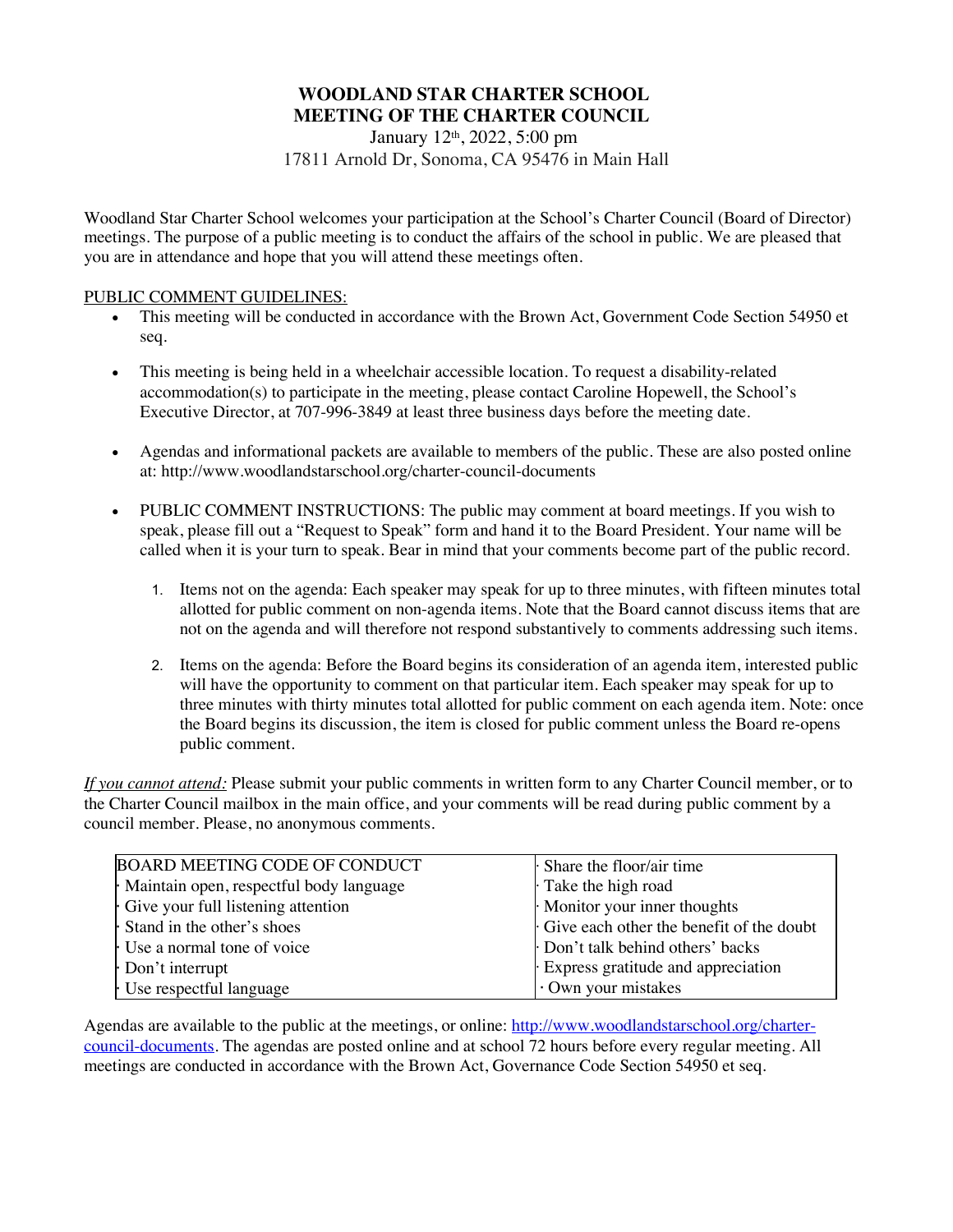# WOODLAND STAR CHARTER SCHOOL
# MEETING OF THE CHARTER COUNCIL

January 12th, 2022, 5:00 pm

17811 Arnold Dr, Sonoma, CA 95476 in Main Hall

Woodland Star Charter School welcomes your participation at the School's Charter Council (Board of Director) meetings. The purpose of a public meeting is to conduct the affairs of the school in public. We are pleased that you are in attendance and hope that you will attend these meetings often.

PUBLIC COMMENT GUIDELINES:

- This meeting will be conducted in accordance with the Brown Act, Government Code Section 54950 et seq.
- This meeting is being held in a wheelchair accessible location. To request a disability-related accommodation(s) to participate in the meeting, please contact Caroline Hopewell, the School's Executive Director, at 707-996-3849 at least three business days before the meeting date.
- Agendas and informational packets are available to members of the public. These are also posted online at: http://www.woodlandstarschool.org/charter-council-documents
- PUBLIC COMMENT INSTRUCTIONS: The public may comment at board meetings. If you wish to speak, please fill out a "Request to Speak" form and hand it to the Board President. Your name will be called when it is your turn to speak. Bear in mind that your comments become part of the public record.
    1. Items not on the agenda: Each speaker may speak for up to three minutes, with fifteen minutes total allotted for public comment on non-agenda items. Note that the Board cannot discuss items that are not on the agenda and will therefore not respond substantively to comments addressing such items.
    2. Items on the agenda: Before the Board begins its consideration of an agenda item, interested public will have the opportunity to comment on that particular item. Each speaker may speak for up to three minutes with thirty minutes total allotted for public comment on each agenda item. Note: once the Board begins its discussion, the item is closed for public comment unless the Board re-opens public comment.

*If you cannot attend:* Please submit your public comments in written form to any Charter Council member, or to the Charter Council mailbox in the main office, and your comments will be read during public comment by a council member. Please, no anonymous comments.

| BOARD MEETING CODE OF CONDUCT | · Share the floor/air time |
|---|---|
| · Maintain open, respectful body language | · Take the high road |
| · Give your full listening attention | · Monitor your inner thoughts |
| · Stand in the other's shoes | · Give each other the benefit of the doubt |
| · Use a normal tone of voice | · Don't talk behind others' backs |
| · Don't interrupt | · Express gratitude and appreciation |
| · Use respectful language | · Own your mistakes |

Agendas are available to the public at the meetings, or online: [http://www.woodlandstarschool.org/charter-council-documents](http://www.woodlandstarschool.org/charter-council-documents). The agendas are posted online and at school 72 hours before every regular meeting. All meetings are conducted in accordance with the Brown Act, Governance Code Section 54950 et seq.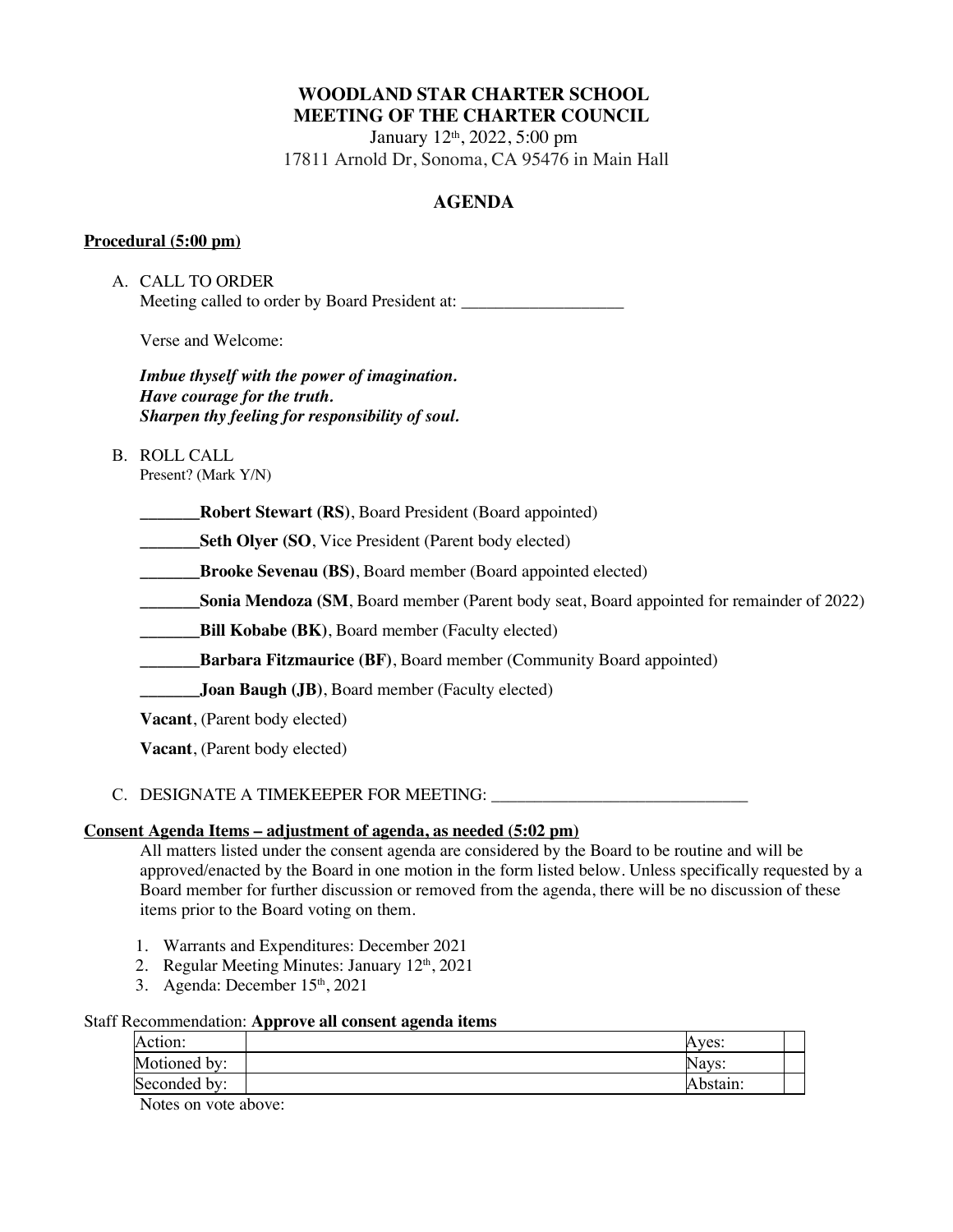# WOODLAND STAR CHARTER SCHOOL
# MEETING OF THE CHARTER COUNCIL

January 12th, 2022, 5:00 pm
17811 Arnold Dr, Sonoma, CA 95476 in Main Hall

## AGENDA

**Procedural (5:00 pm)**

A. CALL TO ORDER
Meeting called to order by Board President at: ___________________

Verse and Welcome:

***Imbue thyself with the power of imagination.***
***Have courage for the truth.***
***Sharpen thy feeling for responsibility of soul.***

B. ROLL CALL
Present? (Mark Y/N)

_______**Robert Stewart (RS)**, Board President (Board appointed)

_______**Seth Olyer (SO**, Vice President (Parent body elected)

_______**Brooke Sevenau (BS)**, Board member (Board appointed elected)

_______**Sonia Mendoza (SM**, Board member (Parent body seat, Board appointed for remainder of 2022)

_______**Bill Kobabe (BK)**, Board member (Faculty elected)

_______**Barbara Fitzmaurice (BF)**, Board member (Community Board appointed)

_______**Joan Baugh (JB)**, Board member (Faculty elected)

**Vacant**, (Parent body elected)

**Vacant**, (Parent body elected)

C. DESIGNATE A TIMEKEEPER FOR MEETING: ______________________________

**Consent Agenda Items – adjustment of agenda, as needed (5:02 pm)**

All matters listed under the consent agenda are considered by the Board to be routine and will be approved/enacted by the Board in one motion in the form listed below. Unless specifically requested by a Board member for further discussion or removed from the agenda, there will be no discussion of these items prior to the Board voting on them.

1. Warrants and Expenditures: December 2021
2. Regular Meeting Minutes: January 12th, 2021
3. Agenda: December 15th, 2021

Staff Recommendation: **Approve all consent agenda items**

| Action: | | Ayes: | |
|---|---|---|---|
| Motioned by: | | Nays: | |
| Seconded by: | | Abstain: | |

Notes on vote above: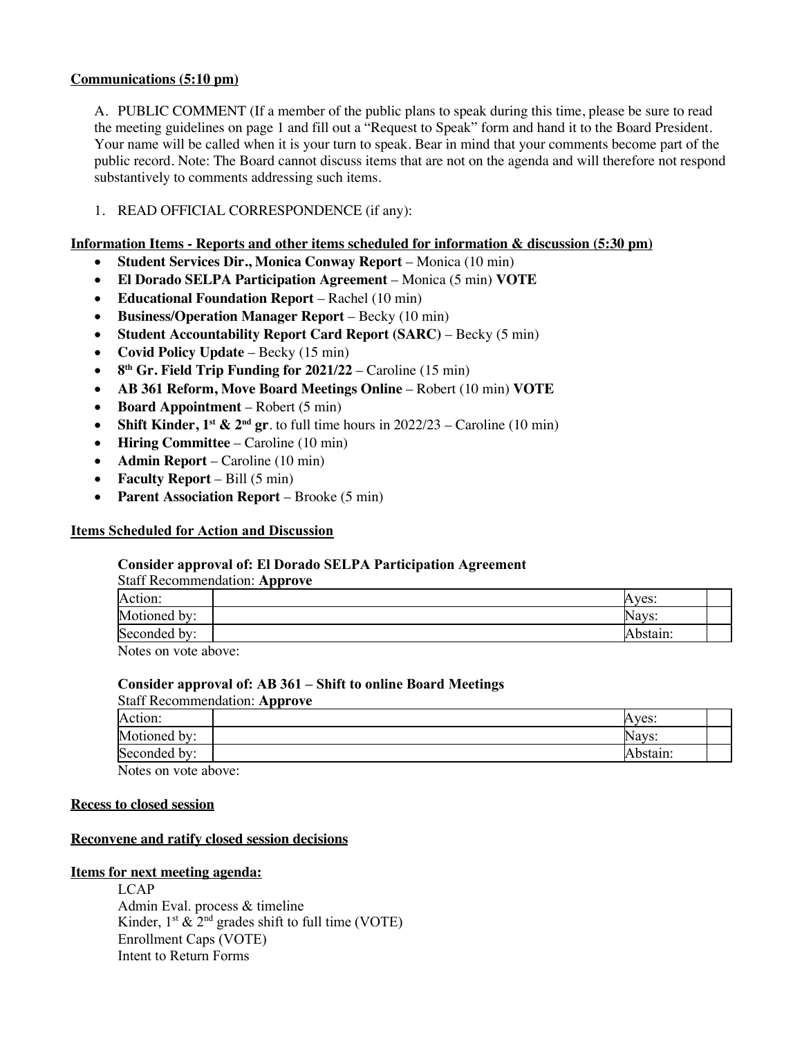**Communications (5:10 pm)**

A. PUBLIC COMMENT (If a member of the public plans to speak during this time, please be sure to read the meeting guidelines on page 1 and fill out a "Request to Speak" form and hand it to the Board President. Your name will be called when it is your turn to speak. Bear in mind that your comments become part of the public record. Note: The Board cannot discuss items that are not on the agenda and will therefore not respond substantively to comments addressing such items.

1. READ OFFICIAL CORRESPONDENCE (if any):

**Information Items - Reports and other items scheduled for information & discussion (5:30 pm)**

- **Student Services Dir., Monica Conway Report** – Monica (10 min)
- **El Dorado SELPA Participation Agreement** – Monica (5 min) **VOTE**
- **Educational Foundation Report** – Rachel (10 min)
- **Business/Operation Manager Report** – Becky (10 min)
- **Student Accountability Report Card Report (SARC)** – Becky (5 min)
- **Covid Policy Update** – Becky (15 min)
- **8th Gr. Field Trip Funding for 2021/22** – Caroline (15 min)
- **AB 361 Reform, Move Board Meetings Online** – Robert (10 min) **VOTE**
- **Board Appointment** – Robert (5 min)
- **Shift Kinder, 1st & 2nd gr**. to full time hours in 2022/23 – Caroline (10 min)
- **Hiring Committee** – Caroline (10 min)
- **Admin Report** – Caroline (10 min)
- **Faculty Report** – Bill (5 min)
- **Parent Association Report** – Brooke (5 min)

**Items Scheduled for Action and Discussion**

**Consider approval of: El Dorado SELPA Participation Agreement**

Staff Recommendation: **Approve**

| Action: | | Ayes: | |
|---|---|---|---|
| Motioned by: | | Nays: | |
| Seconded by: | | Abstain: | |

Notes on vote above:

**Consider approval of: AB 361 – Shift to online Board Meetings**

Staff Recommendation: **Approve**

| Action: | | Ayes: | |
|---|---|---|---|
| Motioned by: | | Nays: | |
| Seconded by: | | Abstain: | |

Notes on vote above:

**Recess to closed session**

**Reconvene and ratify closed session decisions**

**Items for next meeting agenda:**

LCAP
Admin Eval. process & timeline
Kinder, 1st & 2nd grades shift to full time (VOTE)
Enrollment Caps (VOTE)
Intent to Return Forms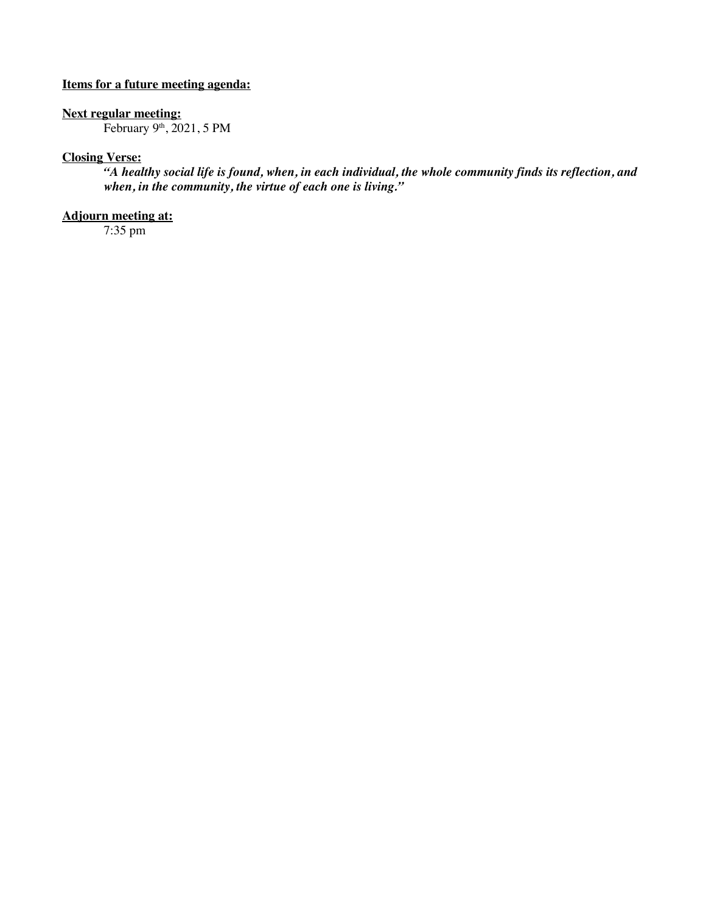**Items for a future meeting agenda:**

**Next regular meeting:**

February 9th, 2021, 5 PM

**Closing Verse:**

***"A healthy social life is found, when, in each individual, the whole community finds its reflection, and when, in the community, the virtue of each one is living."***

**Adjourn meeting at:**

7:35 pm